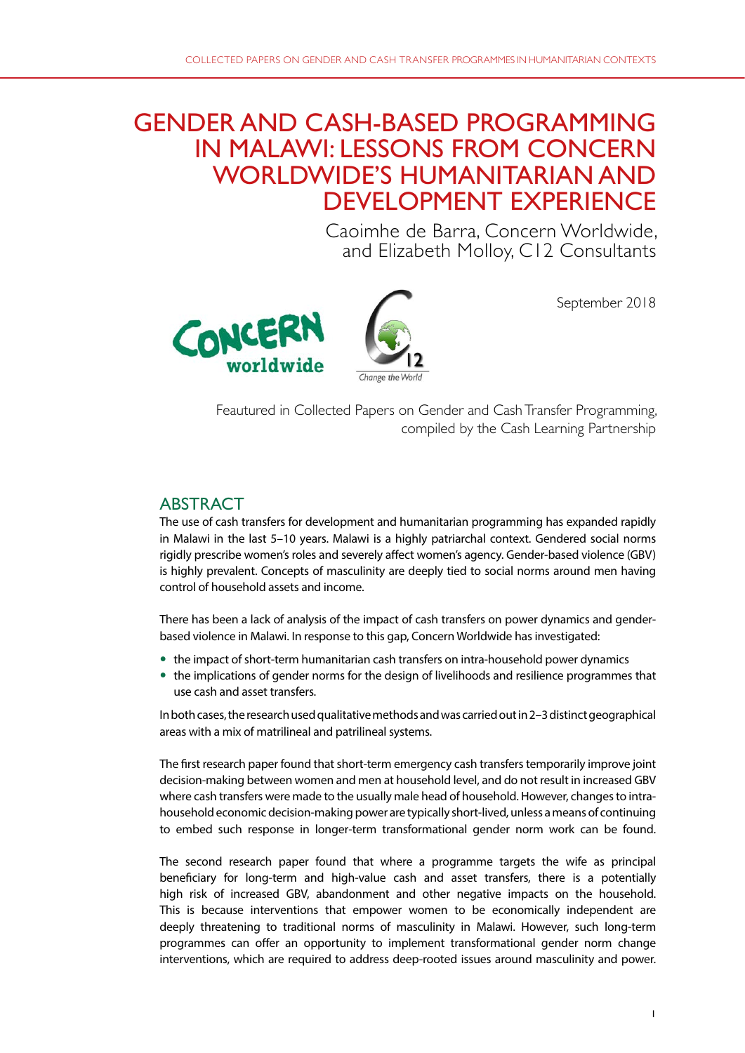# GENDER AND CASH-BASED PROGRAMMING IN MALAWI: LESSONS FROM CONCERN WORLDWIDE'S HUMANITARIAN AND DEVELOPMENT EXPERIENCE

Caoimhe de Barra, Concern Worldwide, and Elizabeth Molloy, C12 Consultants

September 2018

Feautured in Collected Papers on Gender and Cash Transfer Programming, compiled by the Cash Learning Partnership

## ABSTRACT

The use of cash transfers for development and humanitarian programming has expanded rapidly in Malawi in the last 5–10 years. Malawi is a highly patriarchal context. Gendered social norms rigidly prescribe women's roles and severely affect women's agency. Gender-based violence (GBV) is highly prevalent. Concepts of masculinity are deeply tied to social norms around men having control of household assets and income.

There has been a lack of analysis of the impact of cash transfers on power dynamics and gender-based violence in Malawi. In response to this gap, Concern Worldwide has investigated:

- the impact of short-term humanitarian cash transfers on intra-household power dynamics
- the implications of gender norms for the design of livelihoods and resilience programmes that use cash and asset transfers.

In both cases, the research used qualitative methods and was carried out in 2–3 distinct geographical areas with a mix of matrilineal and patrilineal systems.

The first research paper found that short-term emergency cash transfers temporarily improve joint decision-making between women and men at household level, and do not result in increased GBV where cash transfers were made to the usually male head of household. However, changes to intra-household economic decision-making power are typically short-lived, unless a means of continuing to embed such response in longer-term transformational gender norm work can be found.

The second research paper found that where a programme targets the wife as principal beneficiary for long-term and high-value cash and asset transfers, there is a potentially high risk of increased GBV, abandonment and other negative impacts on the household. This is because interventions that empower women to be economically independent are deeply threatening to traditional norms of masculinity in Malawi. However, such long-term programmes can offer an opportunity to implement transformational gender norm change interventions, which are required to address deep-rooted issues around masculinity and power.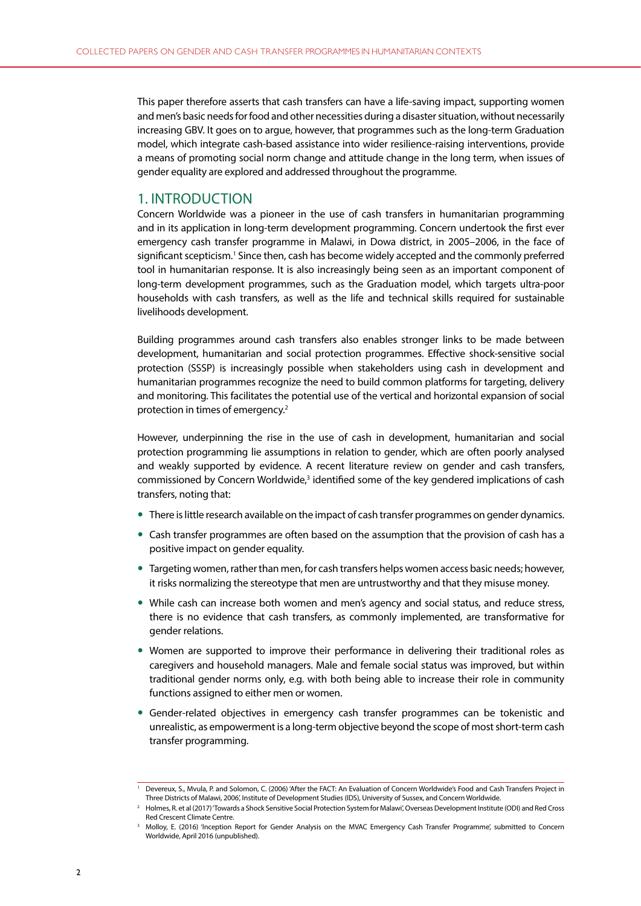This paper therefore asserts that cash transfers can have a life-saving impact, supporting women and men's basic needs for food and other necessities during a disaster situation, without necessarily increasing GBV. It goes on to argue, however, that programmes such as the long-term Graduation model, which integrate cash-based assistance into wider resilience-raising interventions, provide a means of promoting social norm change and attitude change in the long term, when issues of gender equality are explored and addressed throughout the programme.

## 1. INTRODUCTION

Concern Worldwide was a pioneer in the use of cash transfers in humanitarian programming and in its application in long-term development programming. Concern undertook the first ever emergency cash transfer programme in Malawi, in Dowa district, in 2005–2006, in the face of significant scepticism.[1] Since then, cash has become widely accepted and the commonly preferred tool in humanitarian response. It is also increasingly being seen as an important component of long-term development programmes, such as the Graduation model, which targets ultra-poor households with cash transfers, as well as the life and technical skills required for sustainable livelihoods development.

Building programmes around cash transfers also enables stronger links to be made between development, humanitarian and social protection programmes. Effective shock-sensitive social protection (SSSP) is increasingly possible when stakeholders using cash in development and humanitarian programmes recognize the need to build common platforms for targeting, delivery and monitoring. This facilitates the potential use of the vertical and horizontal expansion of social protection in times of emergency.[2]

However, underpinning the rise in the use of cash in development, humanitarian and social protection programming lie assumptions in relation to gender, which are often poorly analysed and weakly supported by evidence. A recent literature review on gender and cash transfers, commissioned by Concern Worldwide,[3] identified some of the key gendered implications of cash transfers, noting that:

- There is little research available on the impact of cash transfer programmes on gender dynamics.
- Cash transfer programmes are often based on the assumption that the provision of cash has a positive impact on gender equality.
- Targeting women, rather than men, for cash transfers helps women access basic needs; however, it risks normalizing the stereotype that men are untrustworthy and that they misuse money.
- While cash can increase both women and men's agency and social status, and reduce stress, there is no evidence that cash transfers, as commonly implemented, are transformative for gender relations.
- Women are supported to improve their performance in delivering their traditional roles as caregivers and household managers. Male and female social status was improved, but within traditional gender norms only, e.g. with both being able to increase their role in community functions assigned to either men or women.
- Gender-related objectives in emergency cash transfer programmes can be tokenistic and unrealistic, as empowerment is a long-term objective beyond the scope of most short-term cash transfer programming.

---

[1] Devereux, S., Mvula, P. and Solomon, C. (2006) 'After the FACT: An Evaluation of Concern Worldwide's Food and Cash Transfers Project in Three Districts of Malawi, 2006', Institute of Development Studies (IDS), University of Sussex, and Concern Worldwide.

[2] Holmes, R. et al (2017) 'Towards a Shock Sensitive Social Protection System for Malawi', Overseas Development Institute (ODI) and Red Cross Red Crescent Climate Centre.

[3] Molloy, E. (2016) 'Inception Report for Gender Analysis on the MVAC Emergency Cash Transfer Programme', submitted to Concern Worldwide, April 2016 (unpublished).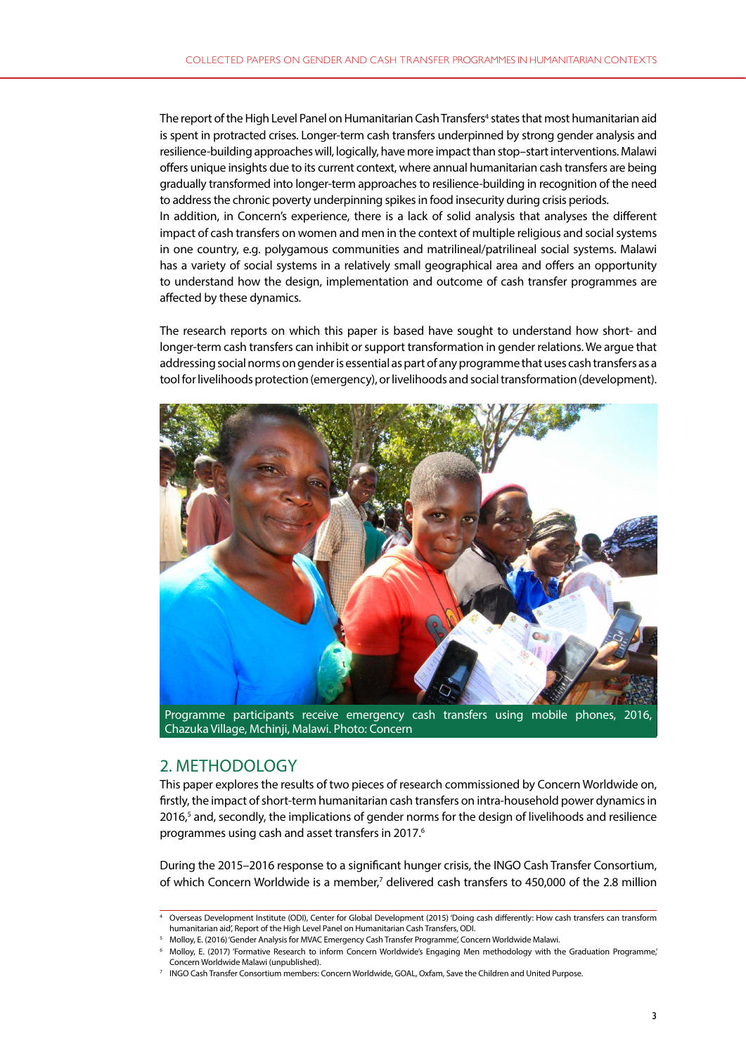The report of the High Level Panel on Humanitarian Cash Transfers[4] states that most humanitarian aid is spent in protracted crises. Longer-term cash transfers underpinned by strong gender analysis and resilience-building approaches will, logically, have more impact than stop–start interventions. Malawi offers unique insights due to its current context, where annual humanitarian cash transfers are being gradually transformed into longer-term approaches to resilience-building in recognition of the need to address the chronic poverty underpinning spikes in food insecurity during crisis periods.
In addition, in Concern's experience, there is a lack of solid analysis that analyses the different impact of cash transfers on women and men in the context of multiple religious and social systems in one country, e.g. polygamous communities and matrilineal/patrilineal social systems. Malawi has a variety of social systems in a relatively small geographical area and offers an opportunity to understand how the design, implementation and outcome of cash transfer programmes are affected by these dynamics.

The research reports on which this paper is based have sought to understand how short- and longer-term cash transfers can inhibit or support transformation in gender relations. We argue that addressing social norms on gender is essential as part of any programme that uses cash transfers as a tool for livelihoods protection (emergency), or livelihoods and social transformation (development).

Programme participants receive emergency cash transfers using mobile phones, 2016, Chazuka Village, Mchinji, Malawi. Photo: Concern

## 2. METHODOLOGY

This paper explores the results of two pieces of research commissioned by Concern Worldwide on, firstly, the impact of short-term humanitarian cash transfers on intra-household power dynamics in 2016,[5] and, secondly, the implications of gender norms for the design of livelihoods and resilience programmes using cash and asset transfers in 2017.[6]

During the 2015–2016 response to a significant hunger crisis, the INGO Cash Transfer Consortium, of which Concern Worldwide is a member,[7] delivered cash transfers to 450,000 of the 2.8 million

---

[4] Overseas Development Institute (ODI), Center for Global Development (2015) 'Doing cash differently: How cash transfers can transform humanitarian aid', Report of the High Level Panel on Humanitarian Cash Transfers, ODI.

[5] Molloy, E. (2016) 'Gender Analysis for MVAC Emergency Cash Transfer Programme', Concern Worldwide Malawi.

[6] Molloy, E. (2017) 'Formative Research to inform Concern Worldwide's Engaging Men methodology with the Graduation Programme,' Concern Worldwide Malawi (unpublished).

[7] INGO Cash Transfer Consortium members: Concern Worldwide, GOAL, Oxfam, Save the Children and United Purpose.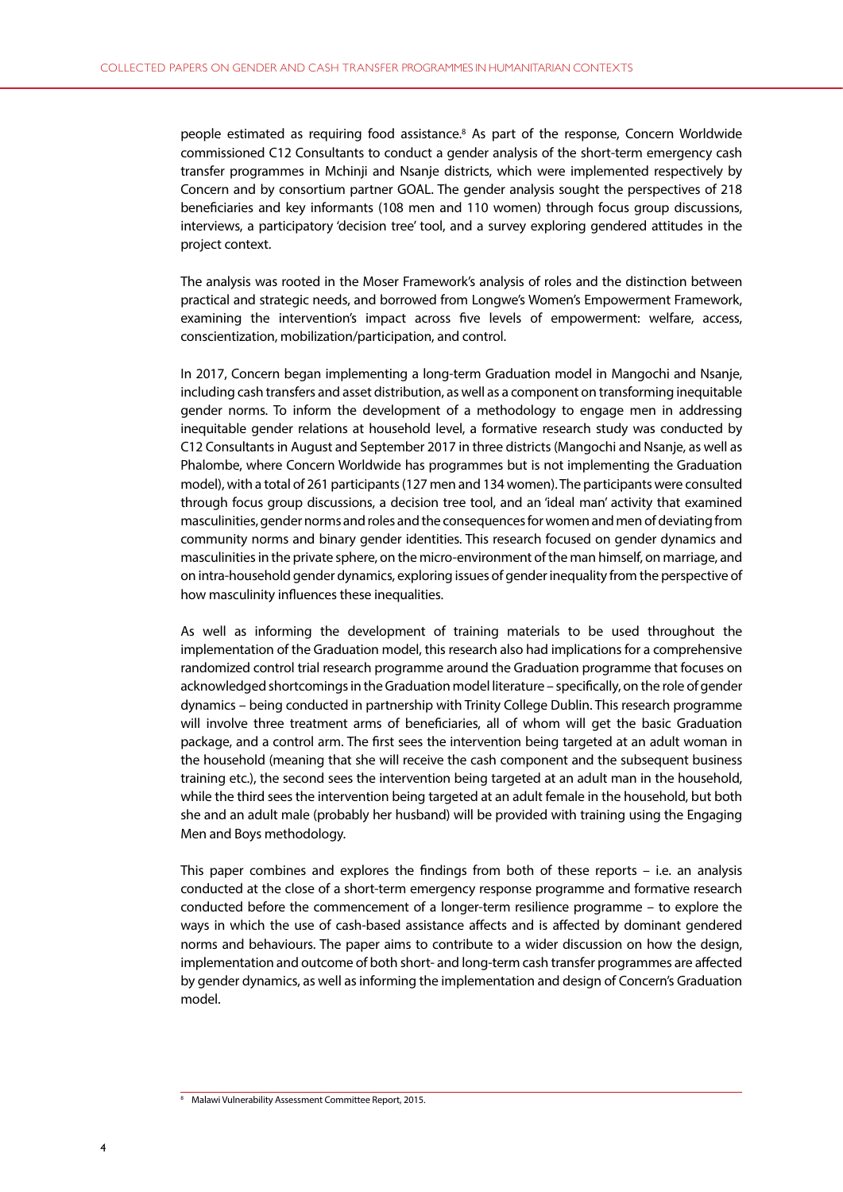people estimated as requiring food assistance.[8] As part of the response, Concern Worldwide commissioned C12 Consultants to conduct a gender analysis of the short-term emergency cash transfer programmes in Mchinji and Nsanje districts, which were implemented respectively by Concern and by consortium partner GOAL. The gender analysis sought the perspectives of 218 beneficiaries and key informants (108 men and 110 women) through focus group discussions, interviews, a participatory 'decision tree' tool, and a survey exploring gendered attitudes in the project context.

The analysis was rooted in the Moser Framework's analysis of roles and the distinction between practical and strategic needs, and borrowed from Longwe's Women's Empowerment Framework, examining the intervention's impact across five levels of empowerment: welfare, access, conscientization, mobilization/participation, and control.

In 2017, Concern began implementing a long-term Graduation model in Mangochi and Nsanje, including cash transfers and asset distribution, as well as a component on transforming inequitable gender norms. To inform the development of a methodology to engage men in addressing inequitable gender relations at household level, a formative research study was conducted by C12 Consultants in August and September 2017 in three districts (Mangochi and Nsanje, as well as Phalombe, where Concern Worldwide has programmes but is not implementing the Graduation model), with a total of 261 participants (127 men and 134 women). The participants were consulted through focus group discussions, a decision tree tool, and an 'ideal man' activity that examined masculinities, gender norms and roles and the consequences for women and men of deviating from community norms and binary gender identities. This research focused on gender dynamics and masculinities in the private sphere, on the micro-environment of the man himself, on marriage, and on intra-household gender dynamics, exploring issues of gender inequality from the perspective of how masculinity influences these inequalities.

As well as informing the development of training materials to be used throughout the implementation of the Graduation model, this research also had implications for a comprehensive randomized control trial research programme around the Graduation programme that focuses on acknowledged shortcomings in the Graduation model literature – specifically, on the role of gender dynamics – being conducted in partnership with Trinity College Dublin. This research programme will involve three treatment arms of beneficiaries, all of whom will get the basic Graduation package, and a control arm. The first sees the intervention being targeted at an adult woman in the household (meaning that she will receive the cash component and the subsequent business training etc.), the second sees the intervention being targeted at an adult man in the household, while the third sees the intervention being targeted at an adult female in the household, but both she and an adult male (probably her husband) will be provided with training using the Engaging Men and Boys methodology.

This paper combines and explores the findings from both of these reports – i.e. an analysis conducted at the close of a short-term emergency response programme and formative research conducted before the commencement of a longer-term resilience programme – to explore the ways in which the use of cash-based assistance affects and is affected by dominant gendered norms and behaviours. The paper aims to contribute to a wider discussion on how the design, implementation and outcome of both short- and long-term cash transfer programmes are affected by gender dynamics, as well as informing the implementation and design of Concern's Graduation model.

---

[8] Malawi Vulnerability Assessment Committee Report, 2015.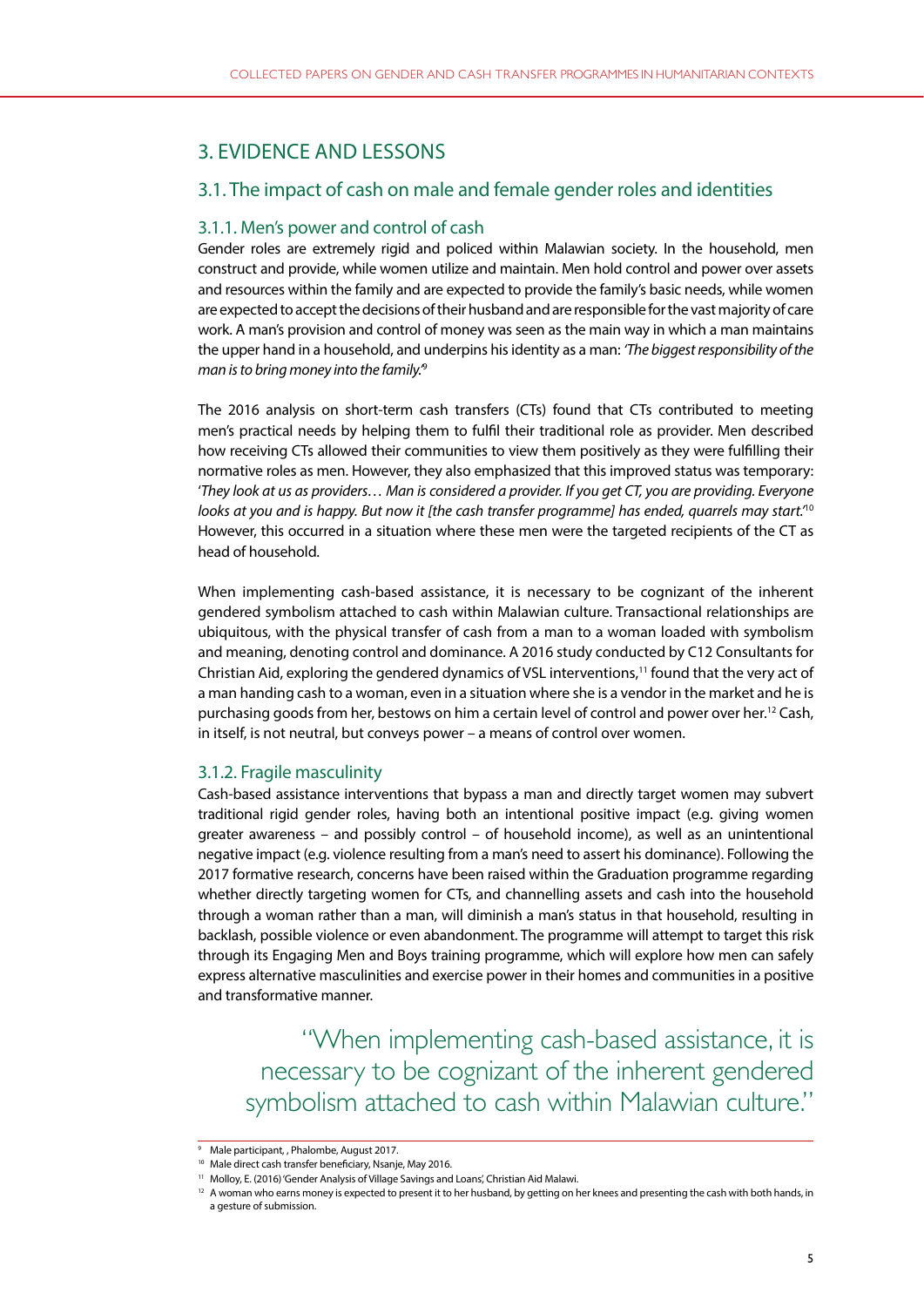## 3. EVIDENCE AND LESSONS

### 3.1. The impact of cash on male and female gender roles and identities

#### 3.1.1. Men's power and control of cash

Gender roles are extremely rigid and policed within Malawian society. In the household, men construct and provide, while women utilize and maintain. Men hold control and power over assets and resources within the family and are expected to provide the family's basic needs, while women are expected to accept the decisions of their husband and are responsible for the vast majority of care work. A man's provision and control of money was seen as the main way in which a man maintains the upper hand in a household, and underpins his identity as a man: *'The biggest responsibility of the man is to bring money into the family.'*[9]

The 2016 analysis on short-term cash transfers (CTs) found that CTs contributed to meeting men's practical needs by helping them to fulfil their traditional role as provider. Men described how receiving CTs allowed their communities to view them positively as they were fulfilling their normative roles as men. However, they also emphasized that this improved status was temporary: '*They look at us as providers… Man is considered a provider. If you get CT, you are providing. Everyone looks at you and is happy. But now it [the cash transfer programme] has ended, quarrels may start.*'[10] However, this occurred in a situation where these men were the targeted recipients of the CT as head of household.

When implementing cash-based assistance, it is necessary to be cognizant of the inherent gendered symbolism attached to cash within Malawian culture. Transactional relationships are ubiquitous, with the physical transfer of cash from a man to a woman loaded with symbolism and meaning, denoting control and dominance. A 2016 study conducted by C12 Consultants for Christian Aid, exploring the gendered dynamics of VSL interventions,[11] found that the very act of a man handing cash to a woman, even in a situation where she is a vendor in the market and he is purchasing goods from her, bestows on him a certain level of control and power over her.[12] Cash, in itself, is not neutral, but conveys power – a means of control over women.

#### 3.1.2. Fragile masculinity

Cash-based assistance interventions that bypass a man and directly target women may subvert traditional rigid gender roles, having both an intentional positive impact (e.g. giving women greater awareness – and possibly control – of household income), as well as an unintentional negative impact (e.g. violence resulting from a man's need to assert his dominance). Following the 2017 formative research, concerns have been raised within the Graduation programme regarding whether directly targeting women for CTs, and channelling assets and cash into the household through a woman rather than a man, will diminish a man's status in that household, resulting in backlash, possible violence or even abandonment. The programme will attempt to target this risk through its Engaging Men and Boys training programme, which will explore how men can safely express alternative masculinities and exercise power in their homes and communities in a positive and transformative manner.

> "When implementing cash-based assistance, it is necessary to be cognizant of the inherent gendered symbolism attached to cash within Malawian culture."

---

[9] Male participant, , Phalombe, August 2017.

[10] Male direct cash transfer beneficiary, Nsanje, May 2016.

[11] Molloy, E. (2016) 'Gender Analysis of Village Savings and Loans', Christian Aid Malawi.

[12] A woman who earns money is expected to present it to her husband, by getting on her knees and presenting the cash with both hands, in a gesture of submission.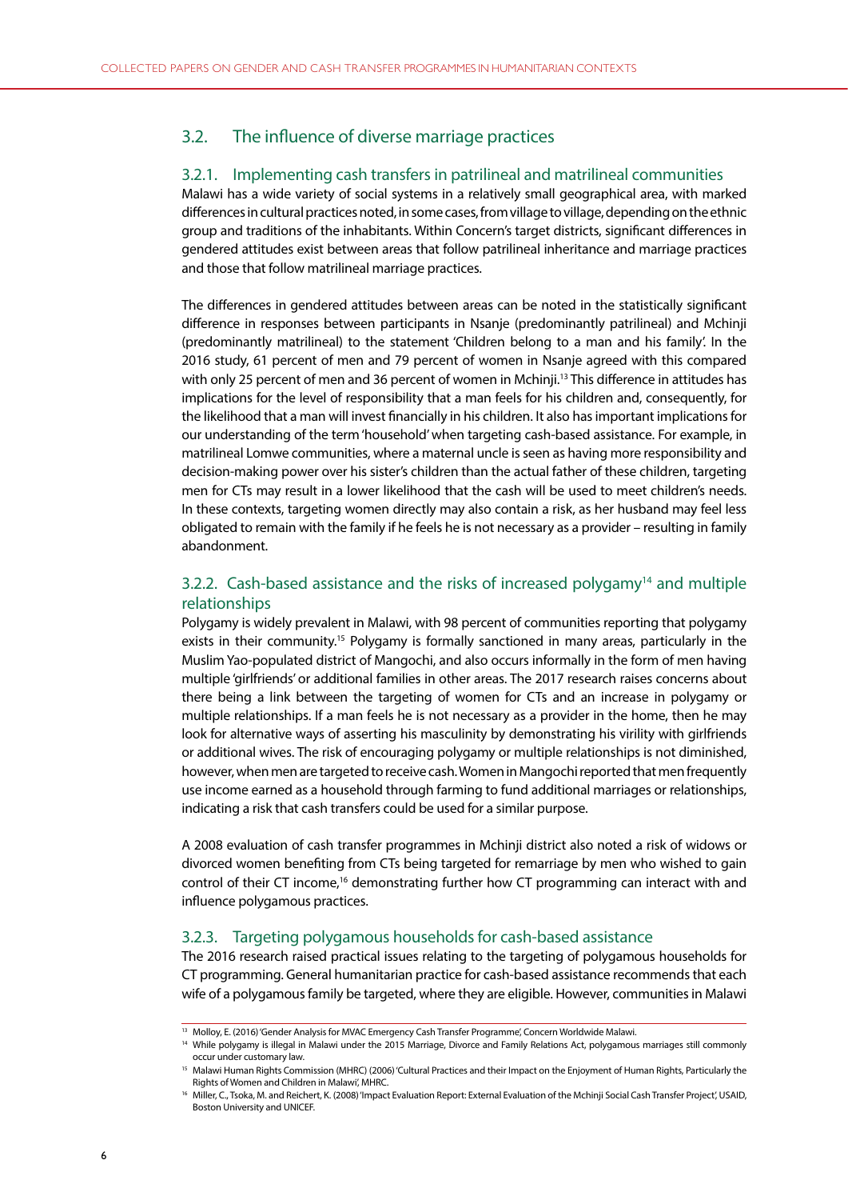## 3.2. The influence of diverse marriage practices

### 3.2.1. Implementing cash transfers in patrilineal and matrilineal communities

Malawi has a wide variety of social systems in a relatively small geographical area, with marked differences in cultural practices noted, in some cases, from village to village, depending on the ethnic group and traditions of the inhabitants. Within Concern's target districts, significant differences in gendered attitudes exist between areas that follow patrilineal inheritance and marriage practices and those that follow matrilineal marriage practices.

The differences in gendered attitudes between areas can be noted in the statistically significant difference in responses between participants in Nsanje (predominantly patrilineal) and Mchinji (predominantly matrilineal) to the statement 'Children belong to a man and his family'. In the 2016 study, 61 percent of men and 79 percent of women in Nsanje agreed with this compared with only 25 percent of men and 36 percent of women in Mchinji.[13] This difference in attitudes has implications for the level of responsibility that a man feels for his children and, consequently, for the likelihood that a man will invest financially in his children. It also has important implications for our understanding of the term 'household' when targeting cash-based assistance. For example, in matrilineal Lomwe communities, where a maternal uncle is seen as having more responsibility and decision-making power over his sister's children than the actual father of these children, targeting men for CTs may result in a lower likelihood that the cash will be used to meet children's needs. In these contexts, targeting women directly may also contain a risk, as her husband may feel less obligated to remain with the family if he feels he is not necessary as a provider – resulting in family abandonment.

### 3.2.2. Cash-based assistance and the risks of increased polygamy[14] and multiple relationships

Polygamy is widely prevalent in Malawi, with 98 percent of communities reporting that polygamy exists in their community.[15] Polygamy is formally sanctioned in many areas, particularly in the Muslim Yao-populated district of Mangochi, and also occurs informally in the form of men having multiple 'girlfriends' or additional families in other areas. The 2017 research raises concerns about there being a link between the targeting of women for CTs and an increase in polygamy or multiple relationships. If a man feels he is not necessary as a provider in the home, then he may look for alternative ways of asserting his masculinity by demonstrating his virility with girlfriends or additional wives. The risk of encouraging polygamy or multiple relationships is not diminished, however, when men are targeted to receive cash. Women in Mangochi reported that men frequently use income earned as a household through farming to fund additional marriages or relationships, indicating a risk that cash transfers could be used for a similar purpose.

A 2008 evaluation of cash transfer programmes in Mchinji district also noted a risk of widows or divorced women benefiting from CTs being targeted for remarriage by men who wished to gain control of their CT income,[16] demonstrating further how CT programming can interact with and influence polygamous practices.

### 3.2.3. Targeting polygamous households for cash-based assistance

The 2016 research raised practical issues relating to the targeting of polygamous households for CT programming. General humanitarian practice for cash-based assistance recommends that each wife of a polygamous family be targeted, where they are eligible. However, communities in Malawi

---

[13] Molloy, E. (2016) 'Gender Analysis for MVAC Emergency Cash Transfer Programme', Concern Worldwide Malawi.

[14] While polygamy is illegal in Malawi under the 2015 Marriage, Divorce and Family Relations Act, polygamous marriages still commonly occur under customary law.

[15] Malawi Human Rights Commission (MHRC) (2006) 'Cultural Practices and their Impact on the Enjoyment of Human Rights, Particularly the Rights of Women and Children in Malawi', MHRC.

[16] Miller, C., Tsoka, M. and Reichert, K. (2008) 'Impact Evaluation Report: External Evaluation of the Mchinji Social Cash Transfer Project', USAID, Boston University and UNICEF.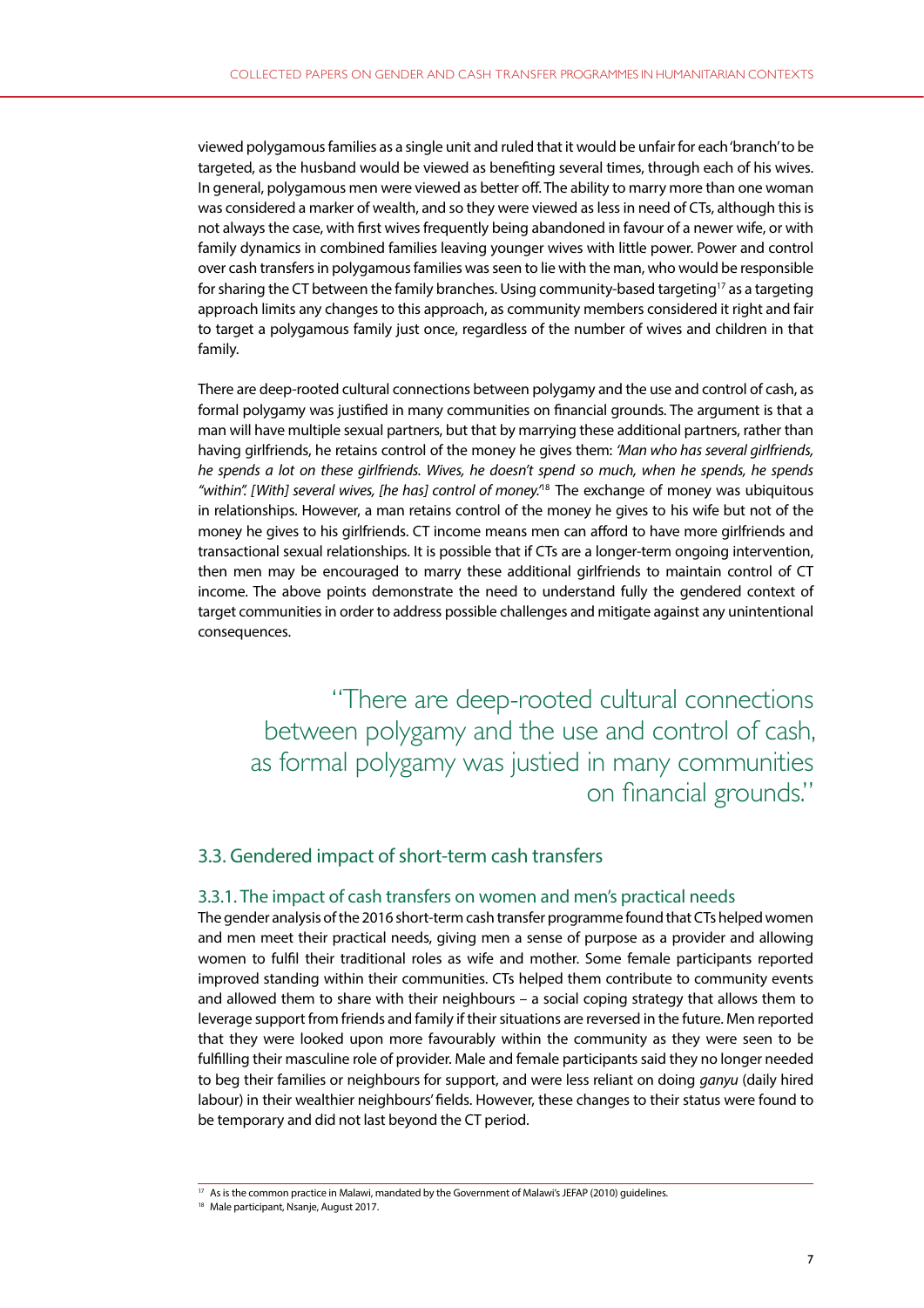viewed polygamous families as a single unit and ruled that it would be unfair for each 'branch' to be targeted, as the husband would be viewed as benefiting several times, through each of his wives. In general, polygamous men were viewed as better off. The ability to marry more than one woman was considered a marker of wealth, and so they were viewed as less in need of CTs, although this is not always the case, with first wives frequently being abandoned in favour of a newer wife, or with family dynamics in combined families leaving younger wives with little power. Power and control over cash transfers in polygamous families was seen to lie with the man, who would be responsible for sharing the CT between the family branches. Using community-based targeting[17] as a targeting approach limits any changes to this approach, as community members considered it right and fair to target a polygamous family just once, regardless of the number of wives and children in that family.

There are deep-rooted cultural connections between polygamy and the use and control of cash, as formal polygamy was justified in many communities on financial grounds. The argument is that a man will have multiple sexual partners, but that by marrying these additional partners, rather than having girlfriends, he retains control of the money he gives them: *'Man who has several girlfriends, he spends a lot on these girlfriends. Wives, he doesn't spend so much, when he spends, he spends "within". [With] several wives, [he has] control of money.'*[18] The exchange of money was ubiquitous in relationships. However, a man retains control of the money he gives to his wife but not of the money he gives to his girlfriends. CT income means men can afford to have more girlfriends and transactional sexual relationships. It is possible that if CTs are a longer-term ongoing intervention, then men may be encouraged to marry these additional girlfriends to maintain control of CT income. The above points demonstrate the need to understand fully the gendered context of target communities in order to address possible challenges and mitigate against any unintentional consequences.

> "There are deep-rooted cultural connections between polygamy and the use and control of cash, as formal polygamy was justied in many communities on financial grounds."

## 3.3. Gendered impact of short-term cash transfers

### 3.3.1. The impact of cash transfers on women and men's practical needs

The gender analysis of the 2016 short-term cash transfer programme found that CTs helped women and men meet their practical needs, giving men a sense of purpose as a provider and allowing women to fulfil their traditional roles as wife and mother. Some female participants reported improved standing within their communities. CTs helped them contribute to community events and allowed them to share with their neighbours – a social coping strategy that allows them to leverage support from friends and family if their situations are reversed in the future. Men reported that they were looked upon more favourably within the community as they were seen to be fulfilling their masculine role of provider. Male and female participants said they no longer needed to beg their families or neighbours for support, and were less reliant on doing *ganyu* (daily hired labour) in their wealthier neighbours' fields. However, these changes to their status were found to be temporary and did not last beyond the CT period.

---

[17] As is the common practice in Malawi, mandated by the Government of Malawi's JEFAP (2010) guidelines.

[18] Male participant, Nsanje, August 2017.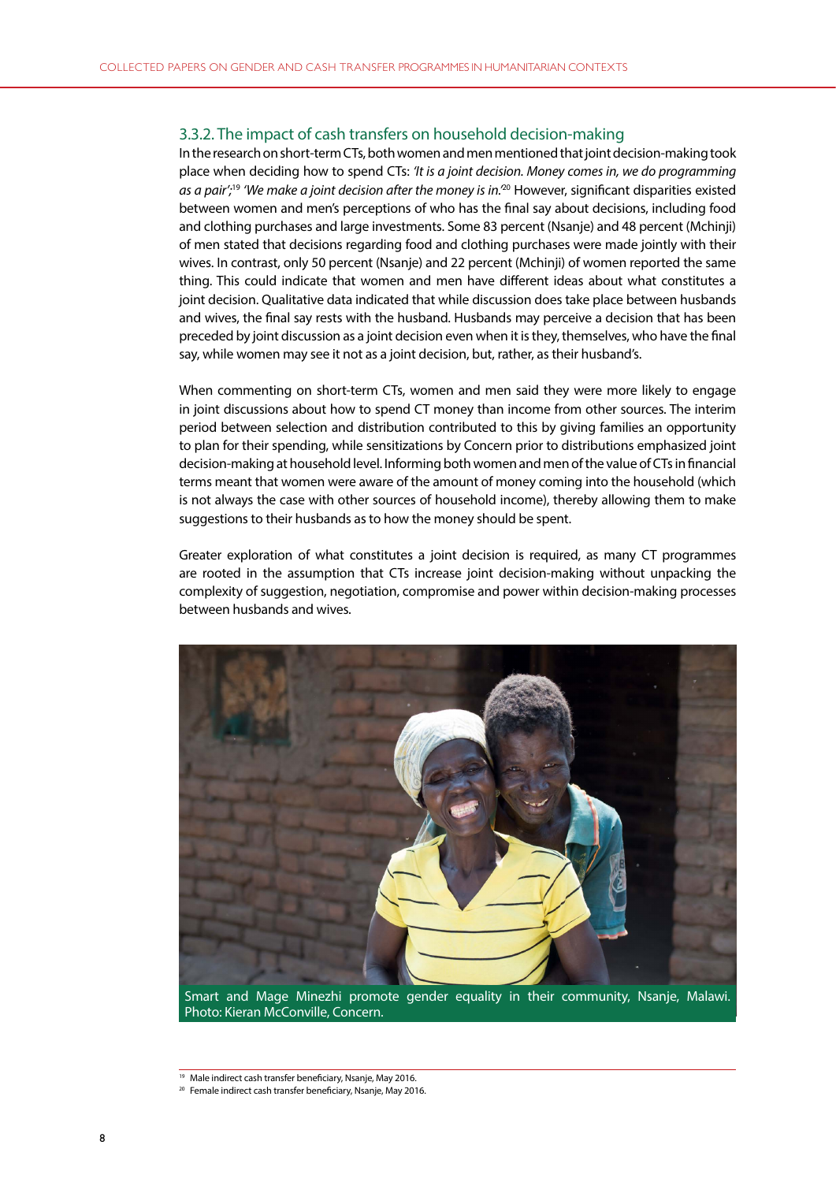### 3.3.2. The impact of cash transfers on household decision-making

In the research on short-term CTs, both women and men mentioned that joint decision-making took place when deciding how to spend CTs: *'It is a joint decision. Money comes in, we do programming as a pair'*;[19] *'We make a joint decision after the money is in.'*[20] However, significant disparities existed between women and men's perceptions of who has the final say about decisions, including food and clothing purchases and large investments. Some 83 percent (Nsanje) and 48 percent (Mchinji) of men stated that decisions regarding food and clothing purchases were made jointly with their wives. In contrast, only 50 percent (Nsanje) and 22 percent (Mchinji) of women reported the same thing. This could indicate that women and men have different ideas about what constitutes a joint decision. Qualitative data indicated that while discussion does take place between husbands and wives, the final say rests with the husband. Husbands may perceive a decision that has been preceded by joint discussion as a joint decision even when it is they, themselves, who have the final say, while women may see it not as a joint decision, but, rather, as their husband's.

When commenting on short-term CTs, women and men said they were more likely to engage in joint discussions about how to spend CT money than income from other sources. The interim period between selection and distribution contributed to this by giving families an opportunity to plan for their spending, while sensitizations by Concern prior to distributions emphasized joint decision-making at household level. Informing both women and men of the value of CTs in financial terms meant that women were aware of the amount of money coming into the household (which is not always the case with other sources of household income), thereby allowing them to make suggestions to their husbands as to how the money should be spent.

Greater exploration of what constitutes a joint decision is required, as many CT programmes are rooted in the assumption that CTs increase joint decision-making without unpacking the complexity of suggestion, negotiation, compromise and power within decision-making processes between husbands and wives.

Smart and Mage Minezhi promote gender equality in their community, Nsanje, Malawi. Photo: Kieran McConville, Concern.

---

[19] Male indirect cash transfer beneficiary, Nsanje, May 2016.

[20] Female indirect cash transfer beneficiary, Nsanje, May 2016.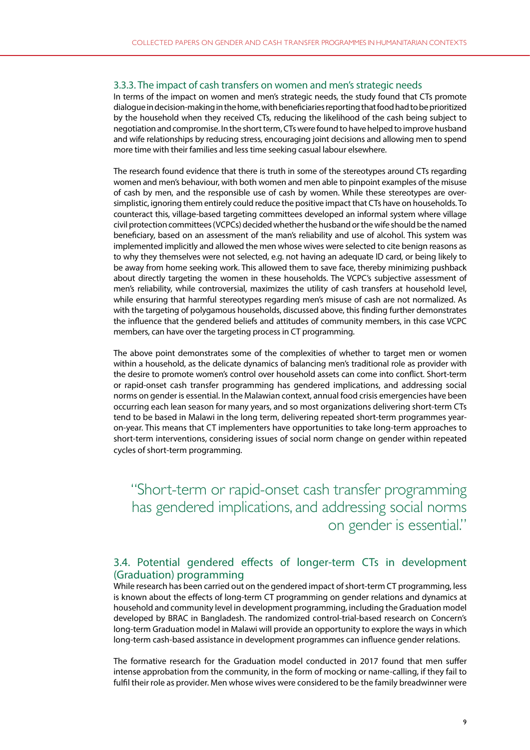### 3.3.3. The impact of cash transfers on women and men's strategic needs

In terms of the impact on women and men's strategic needs, the study found that CTs promote dialogue in decision-making in the home, with beneficiaries reporting that food had to be prioritized by the household when they received CTs, reducing the likelihood of the cash being subject to negotiation and compromise. In the short term, CTs were found to have helped to improve husband and wife relationships by reducing stress, encouraging joint decisions and allowing men to spend more time with their families and less time seeking casual labour elsewhere.

The research found evidence that there is truth in some of the stereotypes around CTs regarding women and men's behaviour, with both women and men able to pinpoint examples of the misuse of cash by men, and the responsible use of cash by women. While these stereotypes are over-simplistic, ignoring them entirely could reduce the positive impact that CTs have on households. To counteract this, village-based targeting committees developed an informal system where village civil protection committees (VCPCs) decided whether the husband or the wife should be the named beneficiary, based on an assessment of the man's reliability and use of alcohol. This system was implemented implicitly and allowed the men whose wives were selected to cite benign reasons as to why they themselves were not selected, e.g. not having an adequate ID card, or being likely to be away from home seeking work. This allowed them to save face, thereby minimizing pushback about directly targeting the women in these households. The VCPC's subjective assessment of men's reliability, while controversial, maximizes the utility of cash transfers at household level, while ensuring that harmful stereotypes regarding men's misuse of cash are not normalized. As with the targeting of polygamous households, discussed above, this finding further demonstrates the influence that the gendered beliefs and attitudes of community members, in this case VCPC members, can have over the targeting process in CT programming.

The above point demonstrates some of the complexities of whether to target men or women within a household, as the delicate dynamics of balancing men's traditional role as provider with the desire to promote women's control over household assets can come into conflict. Short-term or rapid-onset cash transfer programming has gendered implications, and addressing social norms on gender is essential. In the Malawian context, annual food crisis emergencies have been occurring each lean season for many years, and so most organizations delivering short-term CTs tend to be based in Malawi in the long term, delivering repeated short-term programmes year-on-year. This means that CT implementers have opportunities to take long-term approaches to short-term interventions, considering issues of social norm change on gender within repeated cycles of short-term programming.

> "Short-term or rapid-onset cash transfer programming has gendered implications, and addressing social norms on gender is essential."

## 3.4. Potential gendered effects of longer-term CTs in development (Graduation) programming

While research has been carried out on the gendered impact of short-term CT programming, less is known about the effects of long-term CT programming on gender relations and dynamics at household and community level in development programming, including the Graduation model developed by BRAC in Bangladesh. The randomized control-trial-based research on Concern's long-term Graduation model in Malawi will provide an opportunity to explore the ways in which long-term cash-based assistance in development programmes can influence gender relations.

The formative research for the Graduation model conducted in 2017 found that men suffer intense approbation from the community, in the form of mocking or name-calling, if they fail to fulfil their role as provider. Men whose wives were considered to be the family breadwinner were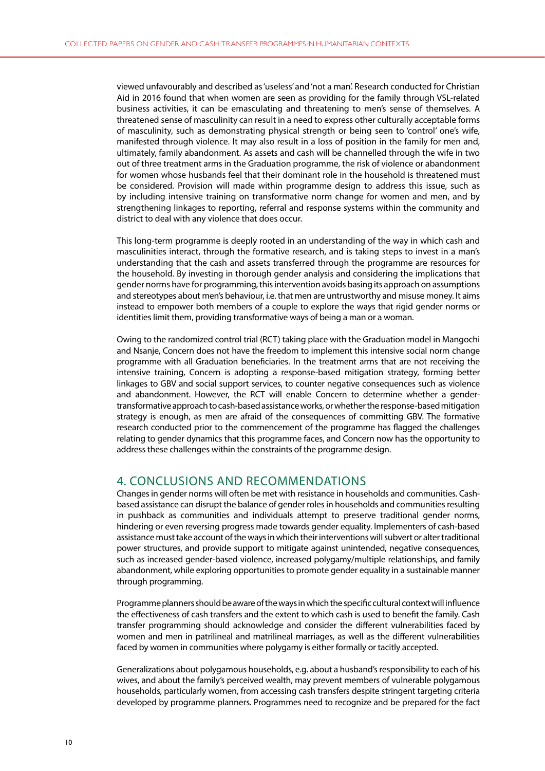viewed unfavourably and described as 'useless' and 'not a man'. Research conducted for Christian Aid in 2016 found that when women are seen as providing for the family through VSL-related business activities, it can be emasculating and threatening to men's sense of themselves. A threatened sense of masculinity can result in a need to express other culturally acceptable forms of masculinity, such as demonstrating physical strength or being seen to 'control' one's wife, manifested through violence. It may also result in a loss of position in the family for men and, ultimately, family abandonment. As assets and cash will be channelled through the wife in two out of three treatment arms in the Graduation programme, the risk of violence or abandonment for women whose husbands feel that their dominant role in the household is threatened must be considered. Provision will made within programme design to address this issue, such as by including intensive training on transformative norm change for women and men, and by strengthening linkages to reporting, referral and response systems within the community and district to deal with any violence that does occur.

This long-term programme is deeply rooted in an understanding of the way in which cash and masculinities interact, through the formative research, and is taking steps to invest in a man's understanding that the cash and assets transferred through the programme are resources for the household. By investing in thorough gender analysis and considering the implications that gender norms have for programming, this intervention avoids basing its approach on assumptions and stereotypes about men's behaviour, i.e. that men are untrustworthy and misuse money. It aims instead to empower both members of a couple to explore the ways that rigid gender norms or identities limit them, providing transformative ways of being a man or a woman.

Owing to the randomized control trial (RCT) taking place with the Graduation model in Mangochi and Nsanje, Concern does not have the freedom to implement this intensive social norm change programme with all Graduation beneficiaries. In the treatment arms that are not receiving the intensive training, Concern is adopting a response-based mitigation strategy, forming better linkages to GBV and social support services, to counter negative consequences such as violence and abandonment. However, the RCT will enable Concern to determine whether a gender-transformative approach to cash-based assistance works, or whether the response-based mitigation strategy is enough, as men are afraid of the consequences of committing GBV. The formative research conducted prior to the commencement of the programme has flagged the challenges relating to gender dynamics that this programme faces, and Concern now has the opportunity to address these challenges within the constraints of the programme design.

## 4. CONCLUSIONS AND RECOMMENDATIONS

Changes in gender norms will often be met with resistance in households and communities. Cash-based assistance can disrupt the balance of gender roles in households and communities resulting in pushback as communities and individuals attempt to preserve traditional gender norms, hindering or even reversing progress made towards gender equality. Implementers of cash-based assistance must take account of the ways in which their interventions will subvert or alter traditional power structures, and provide support to mitigate against unintended, negative consequences, such as increased gender-based violence, increased polygamy/multiple relationships, and family abandonment, while exploring opportunities to promote gender equality in a sustainable manner through programming.

Programme planners should be aware of the ways in which the specific cultural context will influence the effectiveness of cash transfers and the extent to which cash is used to benefit the family. Cash transfer programming should acknowledge and consider the different vulnerabilities faced by women and men in patrilineal and matrilineal marriages, as well as the different vulnerabilities faced by women in communities where polygamy is either formally or tacitly accepted.

Generalizations about polygamous households, e.g. about a husband's responsibility to each of his wives, and about the family's perceived wealth, may prevent members of vulnerable polygamous households, particularly women, from accessing cash transfers despite stringent targeting criteria developed by programme planners. Programmes need to recognize and be prepared for the fact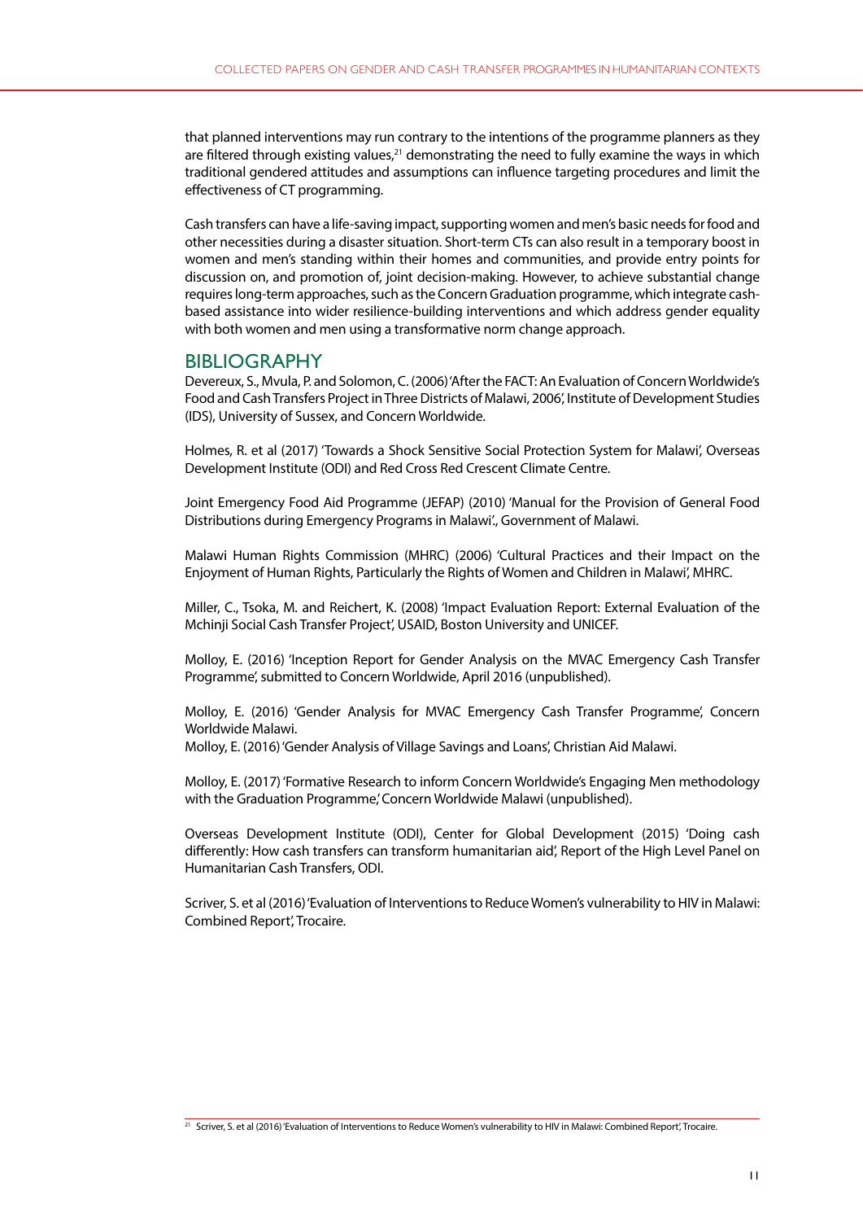that planned interventions may run contrary to the intentions of the programme planners as they are filtered through existing values,[21] demonstrating the need to fully examine the ways in which traditional gendered attitudes and assumptions can influence targeting procedures and limit the effectiveness of CT programming.

Cash transfers can have a life-saving impact, supporting women and men's basic needs for food and other necessities during a disaster situation. Short-term CTs can also result in a temporary boost in women and men's standing within their homes and communities, and provide entry points for discussion on, and promotion of, joint decision-making. However, to achieve substantial change requires long-term approaches, such as the Concern Graduation programme, which integrate cash-based assistance into wider resilience-building interventions and which address gender equality with both women and men using a transformative norm change approach.

## BIBLIOGRAPHY

Devereux, S., Mvula, P. and Solomon, C. (2006) 'After the FACT: An Evaluation of Concern Worldwide's Food and Cash Transfers Project in Three Districts of Malawi, 2006', Institute of Development Studies (IDS), University of Sussex, and Concern Worldwide.

Holmes, R. et al (2017) 'Towards a Shock Sensitive Social Protection System for Malawi', Overseas Development Institute (ODI) and Red Cross Red Crescent Climate Centre.

Joint Emergency Food Aid Programme (JEFAP) (2010) 'Manual for the Provision of General Food Distributions during Emergency Programs in Malawi'., Government of Malawi.

Malawi Human Rights Commission (MHRC) (2006) 'Cultural Practices and their Impact on the Enjoyment of Human Rights, Particularly the Rights of Women and Children in Malawi', MHRC.

Miller, C., Tsoka, M. and Reichert, K. (2008) 'Impact Evaluation Report: External Evaluation of the Mchinji Social Cash Transfer Project', USAID, Boston University and UNICEF.

Molloy, E. (2016) 'Inception Report for Gender Analysis on the MVAC Emergency Cash Transfer Programme', submitted to Concern Worldwide, April 2016 (unpublished).

Molloy, E. (2016) 'Gender Analysis for MVAC Emergency Cash Transfer Programme', Concern Worldwide Malawi.

Molloy, E. (2016) 'Gender Analysis of Village Savings and Loans', Christian Aid Malawi.

Molloy, E. (2017) 'Formative Research to inform Concern Worldwide's Engaging Men methodology with the Graduation Programme,' Concern Worldwide Malawi (unpublished).

Overseas Development Institute (ODI), Center for Global Development (2015) 'Doing cash differently: How cash transfers can transform humanitarian aid', Report of the High Level Panel on Humanitarian Cash Transfers, ODI.

Scriver, S. et al (2016) 'Evaluation of Interventions to Reduce Women's vulnerability to HIV in Malawi: Combined Report', Trocaire.

[21] Scriver, S. et al (2016) 'Evaluation of Interventions to Reduce Women's vulnerability to HIV in Malawi: Combined Report', Trocaire.